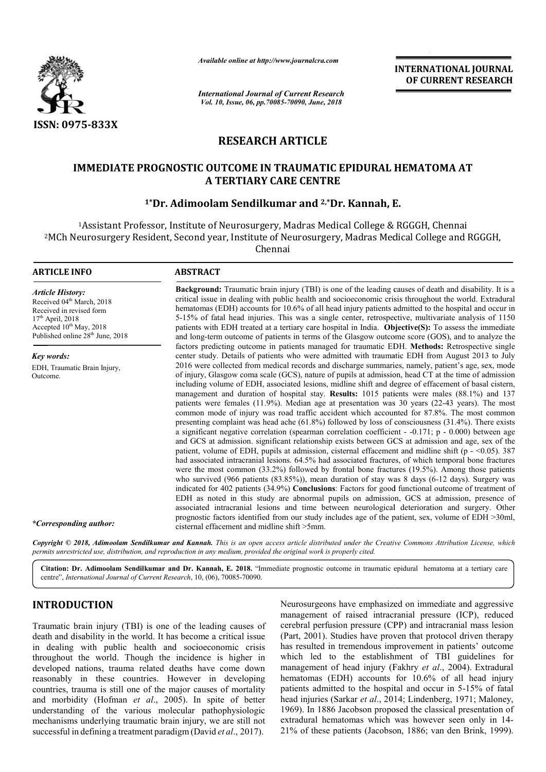# RESEARCH ARTICLE

## IMMEDIATE PROGNOSTIC OUTCOME IN TRAUMATIC EPIDURAL HEMATOMA AT A TERTIARY CARE CENTRE

**[1*]Dr. Adimoolam Sendilkumar and [2,*]Dr. Kannah, E.**

[1]Assistant Professor, Institute of Neurosurgery, Madras Medical College & RGGGH, Chennai
[2]MCh Neurosurgery Resident, Second year, Institute of Neurosurgery, Madras Medical College and RGGGH, Chennai

### ARTICLE INFO

*Article History:*
Received 04th March, 2018
Received in revised form 17th April, 2018
Accepted 10th May, 2018
Published online 28th June, 2018

*Key words:*
EDH, Traumatic Brain Injury, Outcome.

*\*Corresponding author:*

### ABSTRACT

**Background:** Traumatic brain injury (TBI) is one of the leading causes of death and disability. It is a critical issue in dealing with public health and socioeconomic crisis throughout the world. Extradural hematomas (EDH) accounts for 10.6% of all head injury patients admitted to the hospital and occur in 5-15% of fatal head injuries. This was a single center, retrospective, multivariate analysis of 1150 patients with EDH treated at a tertiary care hospital in India. **Objective(S):** To assess the immediate and long-term outcome of patients in terms of the Glasgow outcome score (GOS), and to analyze the factors predicting outcome in patients managed for traumatic EDH. **Methods:** Retrospective single center study. Details of patients who were admitted with traumatic EDH from August 2013 to July 2016 were collected from medical records and discharge summaries, namely, patient's age, sex, mode of injury, Glasgow coma scale (GCS), nature of pupils at admission, head CT at the time of admission including volume of EDH, associated lesions, midline shift and degree of effacement of basal cistern, management and duration of hospital stay. **Results:** 1015 patients were males (88.1%) and 137 patients were females (11.9%). Median age at presentation was 30 years (22-43 years). The most common mode of injury was road traffic accident which accounted for 87.8%. The most common presenting complaint was head ache (61.8%) followed by loss of consciousness (31.4%). There exists a significant negative correlation (spearman correlation coefficient - -0.171; p - 0.000) between age and GCS at admission. significant relationship exists between GCS at admission and age, sex of the patient, volume of EDH, pupils at admission, cisternal effacement and midline shift (p - <0.05). 387 had associated intracranial lesions. 64.5% had associated fractures, of which temporal bone fractures were the most common (33.2%) followed by frontal bone fractures (19.5%). Among those patients who survived (966 patients (83.85%)), mean duration of stay was 8 days (6-12 days). Surgery was indicated for 402 patients (34.9%) **Conclusions**: Factors for good functional outcome of treatment of EDH as noted in this study are abnormal pupils on admission, GCS at admission, presence of associated intracranial lesions and time between neurological deterioration and surgery. Other prognostic factors identified from our study includes age of the patient, sex, volume of EDH >30ml, cisternal effacement and midline shift >5mm.

*Copyright © 2018, Adimoolam Sendilkumar and Kannah. This is an open access article distributed under the Creative Commons Attribution License, which permits unrestricted use, distribution, and reproduction in any medium, provided the original work is properly cited.*

**Citation: Dr. Adimoolam Sendilkumar and Dr. Kannah, E. 2018.** "Immediate prognostic outcome in traumatic epidural hematoma at a tertiary care centre", *International Journal of Current Research*, 10, (06), 70085-70090.

## INTRODUCTION

Traumatic brain injury (TBI) is one of the leading causes of death and disability in the world. It has become a critical issue in dealing with public health and socioeconomic crisis throughout the world. Though the incidence is higher in developed nations, trauma related deaths have come down reasonably in these countries. However in developing countries, trauma is still one of the major causes of mortality and morbidity (Hofman *et al*., 2005). In spite of better understanding of the various molecular pathophysiologic mechanisms underlying traumatic brain injury, we are still not successful in defining a treatment paradigm (David *et al*., 2017). Neurosurgeons have emphasized on immediate and aggressive management of raised intracranial pressure (ICP), reduced cerebral perfusion pressure (CPP) and intracranial mass lesion (Part, 2001). Studies have proven that protocol driven therapy has resulted in tremendous improvement in patients' outcome which led to the establishment of TBI guidelines for management of head injury (Fakhry *et al*., 2004). Extradural hematomas (EDH) accounts for 10.6% of all head injury patients admitted to the hospital and occur in 5-15% of fatal head injuries (Sarkar *et al*., 2014; Lindenberg, 1971; Maloney, 1969). In 1886 Jacobson proposed the classical presentation of extradural hematomas which was however seen only in 14-21% of these patients (Jacobson, 1886; van den Brink, 1999).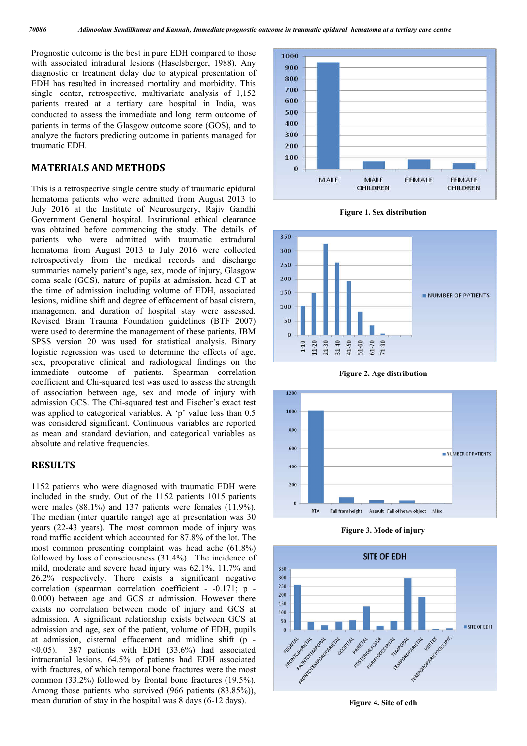Prognostic outcome is the best in pure EDH compared to those with associated intradural lesions (Haselsberger, 1988). Any diagnostic or treatment delay due to atypical presentation of EDH has resulted in increased mortality and morbidity. This single center, retrospective, multivariate analysis of 1,152 patients treated at a tertiary care hospital in India, was conducted to assess the immediate and long−term outcome of patients in terms of the Glasgow outcome score (GOS), and to analyze the factors predicting outcome in patients managed for traumatic EDH.

## MATERIALS AND METHODS

This is a retrospective single centre study of traumatic epidural hematoma patients who were admitted from August 2013 to July 2016 at the Institute of Neurosurgery, Rajiv Gandhi Government General hospital. Institutional ethical clearance was obtained before commencing the study. The details of patients who were admitted with traumatic extradural hematoma from August 2013 to July 2016 were collected retrospectively from the medical records and discharge summaries namely patient's age, sex, mode of injury, Glasgow coma scale (GCS), nature of pupils at admission, head CT at the time of admission including volume of EDH, associated lesions, midline shift and degree of effacement of basal cistern, management and duration of hospital stay were assessed. Revised Brain Trauma Foundation guidelines (BTF 2007) were used to determine the management of these patients. IBM SPSS version 20 was used for statistical analysis. Binary logistic regression was used to determine the effects of age, sex, preoperative clinical and radiological findings on the immediate outcome of patients. Spearman correlation coefficient and Chi-squared test was used to assess the strength of association between age, sex and mode of injury with admission GCS. The Chi-squared test and Fischer's exact test was applied to categorical variables. A 'p' value less than 0.5 was considered significant. Continuous variables are reported as mean and standard deviation, and categorical variables as absolute and relative frequencies.

## RESULTS

1152 patients who were diagnosed with traumatic EDH were included in the study. Out of the 1152 patients 1015 patients were males (88.1%) and 137 patients were females (11.9%). The median (inter quartile range) age at presentation was 30 years (22-43 years). The most common mode of injury was road traffic accident which accounted for 87.8% of the lot. The most common presenting complaint was head ache (61.8%) followed by loss of consciousness (31.4%). The incidence of mild, moderate and severe head injury was 62.1%, 11.7% and 26.2% respectively. There exists a significant negative correlation (spearman correlation coefficient - -0.171; p - 0.000) between age and GCS at admission. However there exists no correlation between mode of injury and GCS at admission. A significant relationship exists between GCS at admission and age, sex of the patient, volume of EDH, pupils at admission, cisternal effacement and midline shift (p - <0.05). 387 patients with EDH (33.6%) had associated intracranial lesions. 64.5% of patients had EDH associated with fractures, of which temporal bone fractures were the most common (33.2%) followed by frontal bone fractures (19.5%). Among those patients who survived (966 patients (83.85%)), mean duration of stay in the hospital was 8 days (6-12 days).

Figure 1. Sex distribution

Figure 2. Age distribution

Figure 3. Mode of injury

Figure 4. Site of edh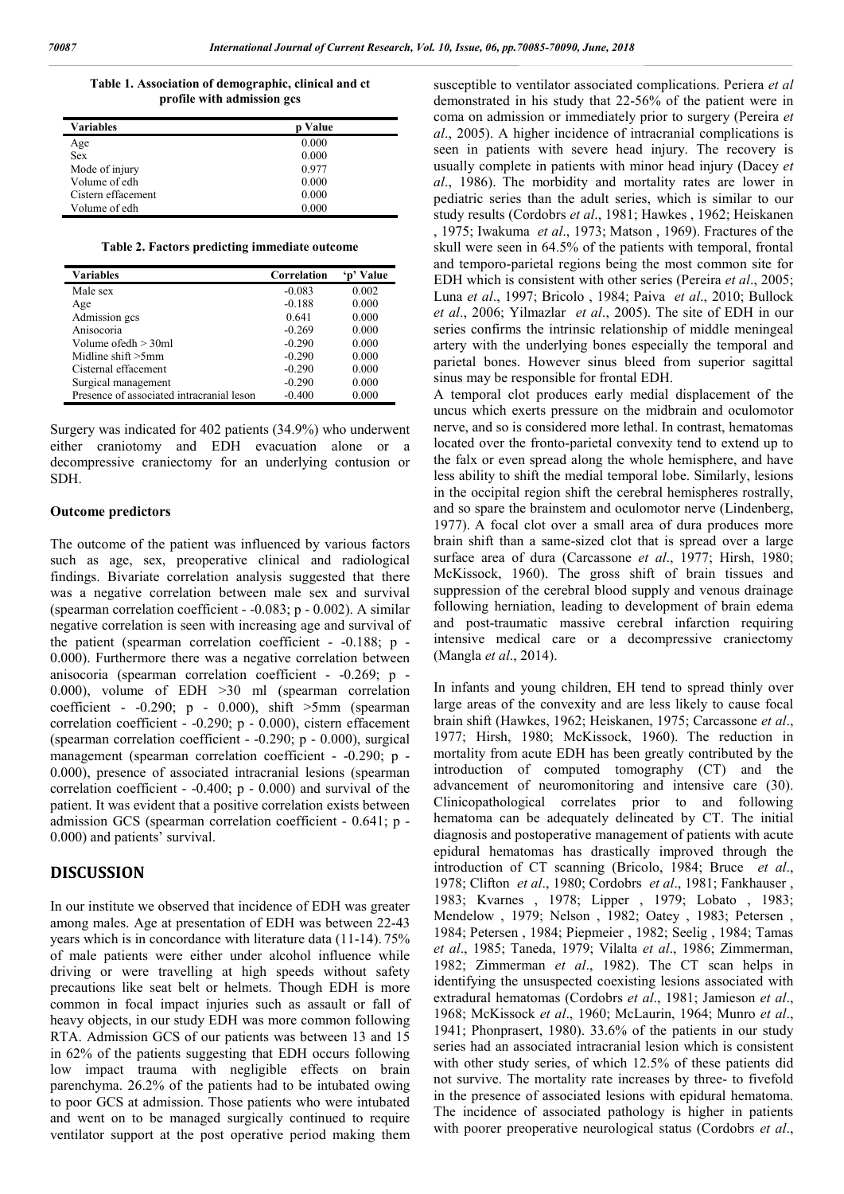**Table 1. Association of demographic, clinical and ct profile with admission gcs**

| Variables | p Value |
|---|---|
| Age | 0.000 |
| Sex | 0.000 |
| Mode of injury | 0.977 |
| Volume of edh | 0.000 |
| Cistern effacement | 0.000 |
| Volume of edh | 0.000 |

**Table 2. Factors predicting immediate outcome**

| Variables | Correlation | 'p' Value |
|---|---|---|
| Male sex | -0.083 | 0.002 |
| Age | -0.188 | 0.000 |
| Admission gcs | 0.641 | 0.000 |
| Anisocoria | -0.269 | 0.000 |
| Volume ofedh > 30ml | -0.290 | 0.000 |
| Midline shift >5mm | -0.290 | 0.000 |
| Cisternal effacement | -0.290 | 0.000 |
| Surgical management | -0.290 | 0.000 |
| Presence of associated intracranial leson | -0.400 | 0.000 |

Surgery was indicated for 402 patients (34.9%) who underwent either craniotomy and EDH evacuation alone or a decompressive craniectomy for an underlying contusion or SDH.

### Outcome predictors

The outcome of the patient was influenced by various factors such as age, sex, preoperative clinical and radiological findings. Bivariate correlation analysis suggested that there was a negative correlation between male sex and survival (spearman correlation coefficient - -0.083; p - 0.002). A similar negative correlation is seen with increasing age and survival of the patient (spearman correlation coefficient - -0.188; p - 0.000). Furthermore there was a negative correlation between anisocoria (spearman correlation coefficient - -0.269; p - 0.000), volume of EDH >30 ml (spearman correlation coefficient - -0.290; p - 0.000), shift >5mm (spearman correlation coefficient - -0.290; p - 0.000), cistern effacement (spearman correlation coefficient - -0.290; p - 0.000), surgical management (spearman correlation coefficient - -0.290; p - 0.000), presence of associated intracranial lesions (spearman correlation coefficient - -0.400; p - 0.000) and survival of the patient. It was evident that a positive correlation exists between admission GCS (spearman correlation coefficient - 0.641; p - 0.000) and patients' survival.

## DISCUSSION

In our institute we observed that incidence of EDH was greater among males. Age at presentation of EDH was between 22-43 years which is in concordance with literature data (11-14). 75% of male patients were either under alcohol influence while driving or were travelling at high speeds without safety precautions like seat belt or helmets. Though EDH is more common in focal impact injuries such as assault or fall of heavy objects, in our study EDH was more common following RTA. Admission GCS of our patients was between 13 and 15 in 62% of the patients suggesting that EDH occurs following low impact trauma with negligible effects on brain parenchyma. 26.2% of the patients had to be intubated owing to poor GCS at admission. Those patients who were intubated and went on to be managed surgically continued to require ventilator support at the post operative period making them susceptible to ventilator associated complications. Periera *et al* demonstrated in his study that 22-56% of the patient were in coma on admission or immediately prior to surgery (Pereira *et al*., 2005). A higher incidence of intracranial complications is seen in patients with severe head injury. The recovery is usually complete in patients with minor head injury (Dacey *et al*., 1986). The morbidity and mortality rates are lower in pediatric series than the adult series, which is similar to our study results (Cordobrs *et al*., 1981; Hawkes , 1962; Heiskanen , 1975; Iwakuma *et al*., 1973; Matson , 1969). Fractures of the skull were seen in 64.5% of the patients with temporal, frontal and temporo-parietal regions being the most common site for EDH which is consistent with other series (Pereira *et al*., 2005; Luna *et al*., 1997; Bricolo , 1984; Paiva *et al*., 2010; Bullock *et al*., 2006; Yilmazlar *et al*., 2005). The site of EDH in our series confirms the intrinsic relationship of middle meningeal artery with the underlying bones especially the temporal and parietal bones. However sinus bleed from superior sagittal sinus may be responsible for frontal EDH.

A temporal clot produces early medial displacement of the uncus which exerts pressure on the midbrain and oculomotor nerve, and so is considered more lethal. In contrast, hematomas located over the fronto-parietal convexity tend to extend up to the falx or even spread along the whole hemisphere, and have less ability to shift the medial temporal lobe. Similarly, lesions in the occipital region shift the cerebral hemispheres rostrally, and so spare the brainstem and oculomotor nerve (Lindenberg, 1977). A focal clot over a small area of dura produces more brain shift than a same-sized clot that is spread over a large surface area of dura (Carcassone *et al*., 1977; Hirsh, 1980; McKissock, 1960). The gross shift of brain tissues and suppression of the cerebral blood supply and venous drainage following herniation, leading to development of brain edema and post-traumatic massive cerebral infarction requiring intensive medical care or a decompressive craniectomy (Mangla *et al*., 2014).

In infants and young children, EH tend to spread thinly over large areas of the convexity and are less likely to cause focal brain shift (Hawkes, 1962; Heiskanen, 1975; Carcassone *et al*., 1977; Hirsh, 1980; McKissock, 1960). The reduction in mortality from acute EDH has been greatly contributed by the introduction of computed tomography (CT) and the advancement of neuromonitoring and intensive care (30). Clinicopathological correlates prior to and following hematoma can be adequately delineated by CT. The initial diagnosis and postoperative management of patients with acute epidural hematomas has drastically improved through the introduction of CT scanning (Bricolo, 1984; Bruce *et al*., 1978; Clifton *et al*., 1980; Cordobrs *et al*., 1981; Fankhauser , 1983; Kvarnes , 1978; Lipper , 1979; Lobato , 1983; Mendelow , 1979; Nelson , 1982; Oatey , 1983; Petersen , 1984; Petersen , 1984; Piepmeier , 1982; Seelig , 1984; Tamas *et al*., 1985; Taneda, 1979; Vilalta *et al*., 1986; Zimmerman, 1982; Zimmerman *et al*., 1982). The CT scan helps in identifying the unsuspected coexisting lesions associated with extradural hematomas (Cordobrs *et al*., 1981; Jamieson *et al*., 1968; McKissock *et al*., 1960; McLaurin, 1964; Munro *et al*., 1941; Phonprasert, 1980). 33.6% of the patients in our study series had an associated intracranial lesion which is consistent with other study series, of which 12.5% of these patients did not survive. The mortality rate increases by three- to fivefold in the presence of associated lesions with epidural hematoma. The incidence of associated pathology is higher in patients with poorer preoperative neurological status (Cordobrs *et al*.,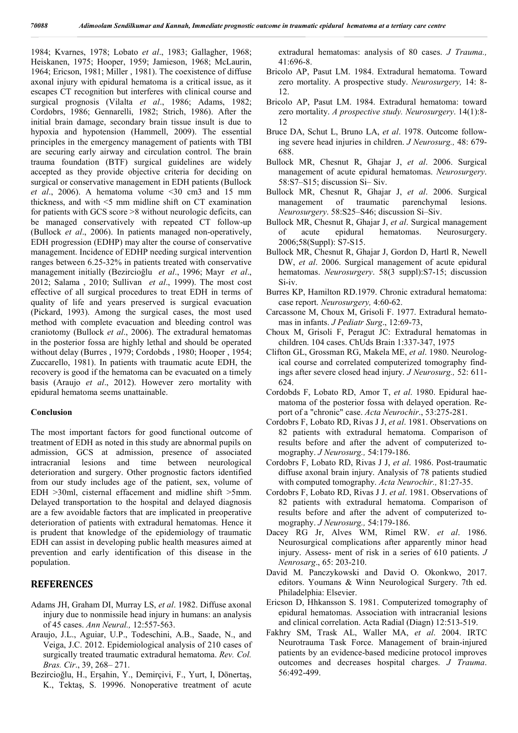1984; Kvarnes, 1978; Lobato *et al*., 1983; Gallagher, 1968; Heiskanen, 1975; Hooper, 1959; Jamieson, 1968; McLaurin, 1964; Ericson, 1981; Miller , 1981). The coexistence of diffuse axonal injury with epidural hematoma is a critical issue, as it escapes CT recognition but interferes with clinical course and surgical prognosis (Vilalta *et al*., 1986; Adams, 1982; Cordobrs, 1986; Gennarelli, 1982; Strich, 1986). After the initial brain damage, secondary brain tissue insult is due to hypoxia and hypotension (Hammell, 2009). The essential principles in the emergency management of patients with TBI are securing early airway and circulation control. The brain trauma foundation (BTF) surgical guidelines are widely accepted as they provide objective criteria for deciding on surgical or conservative management in EDH patients (Bullock *et al*., 2006). A hematoma volume <30 cm3 and 15 mm thickness, and with <5 mm midline shift on CT examination for patients with GCS score >8 without neurologic deficits, can be managed conservatively with repeated CT follow-up (Bullock *et al*., 2006). In patients managed non-operatively, EDH progression (EDHP) may alter the course of conservative management. Incidence of EDHP needing surgical intervention ranges between 6.25-32% in patients treated with conservative management initially (Bezircioğlu *et al*., 1996; Mayr *et al*., 2012; Salama , 2010; Sullivan *et al*., 1999). The most cost effective of all surgical procedures to treat EDH in terms of quality of life and years preserved is surgical evacuation (Pickard, 1993). Among the surgical cases, the most used method with complete evacuation and bleeding control was craniotomy (Bullock *et al*., 2006). The extradural hematomas in the posterior fossa are highly lethal and should be operated without delay (Burres , 1979; Cordobds , 1980; Hooper , 1954; Zuccarello, 1981). In patients with traumatic acute EDH, the recovery is good if the hematoma can be evacuated on a timely basis (Araujo *et al*., 2012). However zero mortality with epidural hematoma seems unattainable.

### Conclusion

The most important factors for good functional outcome of treatment of EDH as noted in this study are abnormal pupils on admission, GCS at admission, presence of associated intracranial lesions and time between neurological deterioration and surgery. Other prognostic factors identified from our study includes age of the patient, sex, volume of EDH >30ml, cisternal effacement and midline shift >5mm. Delayed transportation to the hospital and delayed diagnosis are a few avoidable factors that are implicated in preoperative deterioration of patients with extradural hematomas. Hence it is prudent that knowledge of the epidemiology of traumatic EDH can assist in developing public health measures aimed at prevention and early identification of this disease in the population.

## REFERENCES

Adams JH, Graham DI, Murray LS, *et al*. 1982. Diffuse axonal injury due to nonmissile head injury in humans: an analysis of 45 cases. *Ann Neural.,* 12:557-563.

Araujo, J.L., Aguiar, U.P., Todeschini, A.B., Saade, N., and Veiga, J.C. 2012. Epidemiological analysis of 210 cases of surgically treated traumatic extradural hematoma. *Rev. Col. Bras. Cir*., 39, 268– 271.

Bezircioğlu, H., Erşahin, Y., Demirçivi, F., Yurt, I, Dönertaş, K., Tektaş, S. 19996. Nonoperative treatment of acute extradural hematomas: analysis of 80 cases. *J Trauma.,* 41:696-8.

Bricolo AP, Pasut LM. 1984. Extradural hematoma. Toward zero mortality. A prospective study. *Neurosurgery,* 14: 8-12.

Bricolo AP, Pasut LM. 1984. Extradural hematoma: toward zero mortality. *A prospective study. Neurosurgery*. 14(1):8-12

Bruce DA, Schut L, Bruno LA, *et al*. 1978. Outcome following severe head injuries in children. *J Neurosurg.,* 48: 679-688.

Bullock MR, Chesnut R, Ghajar J, *et al*. 2006. Surgical management of acute epidural hematomas. *Neurosurgery*. 58:S7–S15; discussion Si– Siv.

Bullock MR, Chesnut R, Ghajar J, *et al*. 2006. Surgical management of traumatic parenchymal lesions. *Neurosurgery*. 58:S25–S46; discussion Si–Siv.

Bullock MR, Chesnut R, Ghajar J, *et al*. Surgical management of acute epidural hematomas. Neurosurgery. 2006;58(Suppl): S7-S15.

Bullock MR, Chesnut R, Ghajar J, Gordon D, Hartl R, Newell DW, *et al*. 2006. Surgical management of acute epidural hematomas. *Neurosurgery*. 58(3 suppl):S7-15; discussion Si-iv.

Burres KP, Hamilton RD.1979. Chronic extradural hematoma: case report. *Neurosurgery,* 4:60-62.

Carcassone M, Choux M, Grisoli F. 1977. Extradural hematomas in infants. *J Pediatr Surg*., 12:69-73,

Choux M, Grisoli F, Peragut JC: Extradural hematomas in children. 104 cases. ChUds Brain 1:337-347, 1975

Clifton GL, Grossman RG, Makela ME, *et al*. 1980. Neurological course and correlated computerized tomography findings after severe closed head injury. *J Neurosurg.,* 52: 611-624.

Cordobds F, Lobato RD, Amor T, *et al*. 1980. Epidural haematoma of the posterior fossa with delayed operation. Report of a "chronic" case. *Acta Neurochir*., 53:275-281.

Cordobrs F, Lobato RD, Rivas J J, *et al*. 1981. Observations on 82 patients with extradural hematoma. Comparison of results before and after the advent of computerized tomography. *J Neurosurg.,* 54:179-186.

Cordobrs F, Lobato RD, Rivas J J, *et al*. 1986. Post-traumatic diffuse axonal brain injury. Analysis of 78 patients studied with computed tomography. *Acta Neurochir.,* 81:27-35.

Cordobrs F, Lobato RD, Rivas J J. *et al*. 1981. Observations of 82 patients with extradural hematoma. Comparison of results before and after the advent of computerized tomography. *J Neurosurg.,* 54:179-186.

Dacey RG Jr, Alves WM, Rimel RW. *et al*. 1986. Neurosurgical complications after apparently minor head injury. Assess- ment of risk in a series of 610 patients. *J Nenrosarg*., 65: 203-210.

David M. Panczykowski and David O. Okonkwo, 2017. editors. Youmans & Winn Neurological Surgery. 7th ed. Philadelphia: Elsevier.

Ericson D, Hhkansson S. 1981. Computerized tomography of epidural hematomas. Association with intracranial lesions and clinical correlation. Acta Radial (Diagn) 12:513-519.

Fakhry SM, Trask AL, Waller MA, *et al*. 2004. IRTC Neurotrauma Task Force. Management of brain-injured patients by an evidence-based medicine protocol improves outcomes and decreases hospital charges. *J Trauma*. 56:492-499.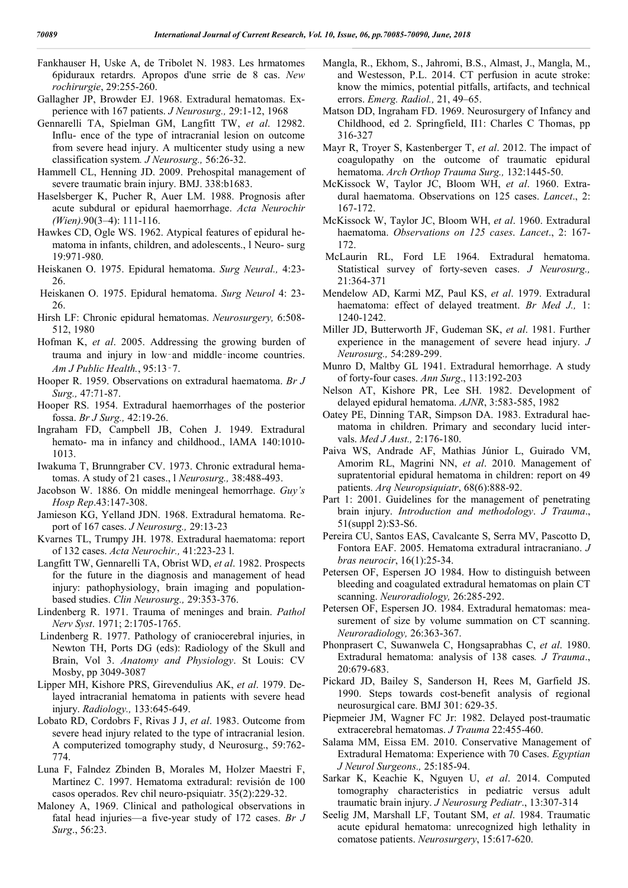Fankhauser H, Uske A, de Tribolet N. 1983. Les hrmatomes 6piduraux retardrs. Apropos d'une srrie de 8 cas. *New rochirurgie*, 29:255-260.

Gallagher JP, Browder EJ. 1968. Extradural hematomas. Experience with 167 patients. *J Neurosurg.,* 29:1-12, 1968

Gennarelli TA, Spielman GM, Langfitt TW, *et al.* 12982. Influ- ence of the type of intracranial lesion on outcome from severe head injury. A multicenter study using a new classification system. *J Neurosurg.,* 56:26-32.

Hammell CL, Henning JD. 2009. Prehospital management of severe traumatic brain injury. BMJ. 338:b1683.

Haselsberger K, Pucher R, Auer LM. 1988. Prognosis after acute subdural or epidural haemorrhage. *Acta Neurochir (Wien)*.90(3–4): 111-116.

Hawkes CD, Ogle WS. 1962. Atypical features of epidural hematoma in infants, children, and adolescents., l Neuro- surg 19:971-980.

Heiskanen O. 1975. Epidural hematoma. *Surg Neural.,* 4:23-26.

Heiskanen O. 1975. Epidural hematoma. *Surg Neurol* 4: 23-26.

Hirsh LF: Chronic epidural hematomas. *Neurosurgery,* 6:508-512, 1980

Hofman K, *et al*. 2005. Addressing the growing burden of trauma and injury in low‑and middle‑income countries. *Am J Public Health.*, 95:13‑7.

Hooper R. 1959. Observations on extradural haematoma. *Br J Surg.,* 47:71-87.

Hooper RS. 1954. Extradural haemorrhages of the posterior fossa. *Br J Surg.,* 42:19-26.

Ingraham FD, Campbell JB, Cohen J. 1949. Extradural hemato- ma in infancy and childhood., lAMA 140:1010-1013.

Iwakuma T, Brunngraber CV. 1973. Chronic extradural hematomas. A study of 21 cases., l *Neurosurg.,* 38:488-493.

Jacobson W. 1886. On middle meningeal hemorrhage. *Guy's Hosp Rep*.43:147-308.

Jamieson KG, Yelland JDN. 1968. Extradural hematoma. Report of 167 cases. *J Neurosurg.,* 29:13-23

Kvarnes TL, Trumpy JH. 1978. Extradural haematoma: report of 132 cases. *Acta Neurochir.,* 41:223-23 l.

Langfitt TW, Gennarelli TA, Obrist WD, *et al*. 1982. Prospects for the future in the diagnosis and management of head injury: pathophysiology, brain imaging and population-based studies. *Clin Neurosurg.,* 29:353-376.

Lindenberg R. 1971. Trauma of meninges and brain. *Pathol Nerv Syst*. 1971; 2:1705-1765.

Lindenberg R. 1977. Pathology of craniocerebral injuries, in Newton TH, Ports DG (eds): Radiology of the Skull and Brain, Vol 3. *Anatomy and Physiology*. St Louis: CV Mosby, pp 3049-3087

Lipper MH, Kishore PRS, Girevendulius AK, *et al*. 1979. Delayed intracranial hematoma in patients with severe head injury. *Radiology.,* 133:645-649.

Lobato RD, Cordobrs F, Rivas J J, *et al*. 1983. Outcome from severe head injury related to the type of intracranial lesion. A computerized tomography study, d Neurosurg., 59:762-774.

Luna F, Falndez Zbinden B, Morales M, Holzer Maestri F, Martinez C. 1997. Hematoma extradural: revisión de 100 casos operados. Rev chil neuro-psiquiatr. 35(2):229-32.

Maloney A, 1969. Clinical and pathological observations in fatal head injuries—a five-year study of 172 cases. *Br J Surg*., 56:23.

Mangla, R., Ekhom, S., Jahromi, B.S., Almast, J., Mangla, M., and Westesson, P.L. 2014. CT perfusion in acute stroke: know the mimics, potential pitfalls, artifacts, and technical errors. *Emerg. Radiol.,* 21, 49–65.

Matson DD, Ingraham FD. 1969. Neurosurgery of Infancy and Childhood, ed 2. Springfield, Il1: Charles C Thomas, pp 316-327

Mayr R, Troyer S, Kastenberger T, *et al*. 2012. The impact of coagulopathy on the outcome of traumatic epidural hematoma. *Arch Orthop Trauma Surg.,* 132:1445-50.

McKissock W, Taylor JC, Bloom WH, *et al*. 1960. Extradural haematoma. Observations on 125 cases. *Lancet*., 2: 167-172.

McKissock W, Taylor JC, Bloom WH, *et al*. 1960. Extradural haematoma. *Observations on 125 cases*. *Lancet*., 2: 167-172.

McLaurin RL, Ford LE 1964. Extradural hematoma. Statistical survey of forty-seven cases. *J Neurosurg.,* 21:364-371

Mendelow AD, Karmi MZ, Paul KS, *et al*. 1979. Extradural haematoma: effect of delayed treatment. *Br Med J.,* 1: 1240-1242.

Miller JD, Butterworth JF, Gudeman SK, *et al*. 1981. Further experience in the management of severe head injury. *J Neurosurg.,* 54:289-299.

Munro D, Maltby GL 1941. Extradural hemorrhage. A study of forty-four cases. *Ann Surg*., 113:192-203

Nelson AT, Kishore PR, Lee SH. 1982. Development of delayed epidural hematoma. *AJNR*, 3:583-585, 1982

Oatey PE, Dinning TAR, Simpson DA. 1983. Extradural haematoma in children. Primary and secondary lucid intervals. *Med J Aust.,* 2:176-180.

Paiva WS, Andrade AF, Mathias Júnior L, Guirado VM, Amorim RL, Magrini NN, *et al*. 2010. Management of supratentorial epidural hematoma in children: report on 49 patients. *Arq Neuropsiquiatr*, 68(6):888-92.

Part 1: 2001. Guidelines for the management of penetrating brain injury. *Introduction and methodology*. *J Trauma*., 51(suppl 2):S3-S6.

Pereira CU, Santos EAS, Cavalcante S, Serra MV, Pascotto D, Fontora EAF. 2005. Hematoma extradural intracraniano. *J bras neurocir*, 16(1):25-34.

Petersen OF, Espersen JO 1984. How to distinguish between bleeding and coagulated extradural hematomas on plain CT scanning. *Neuroradiology,* 26:285-292.

Petersen OF, Espersen JO. 1984. Extradural hematomas: measurement of size by volume summation on CT scanning. *Neuroradiology,* 26:363-367.

Phonprasert C, Suwanwela C, Hongsaprabhas C, *et al*. 1980. Extradural hematoma: analysis of 138 cases*. J Trauma*., 20:679-683.

Pickard JD, Bailey S, Sanderson H, Rees M, Garfield JS. 1990. Steps towards cost-benefit analysis of regional neurosurgical care. BMJ 301: 629-35.

Piepmeier JM, Wagner FC Jr: 1982. Delayed post-traumatic extracerebral hematomas. *J Trauma* 22:455-460.

Salama MM, Eissa EM. 2010. Conservative Management of Extradural Hematoma: Experience with 70 Cases. *Egyptian J Neurol Surgeons.,* 25:185-94.

Sarkar K, Keachie K, Nguyen U, *et al*. 2014. Computed tomography characteristics in pediatric versus adult traumatic brain injury. *J Neurosurg Pediatr*., 13:307-314

Seelig JM, Marshall LF, Toutant SM, *et al*. 1984. Traumatic acute epidural hematoma: unrecognized high lethality in comatose patients. *Neurosurgery*, 15:617-620.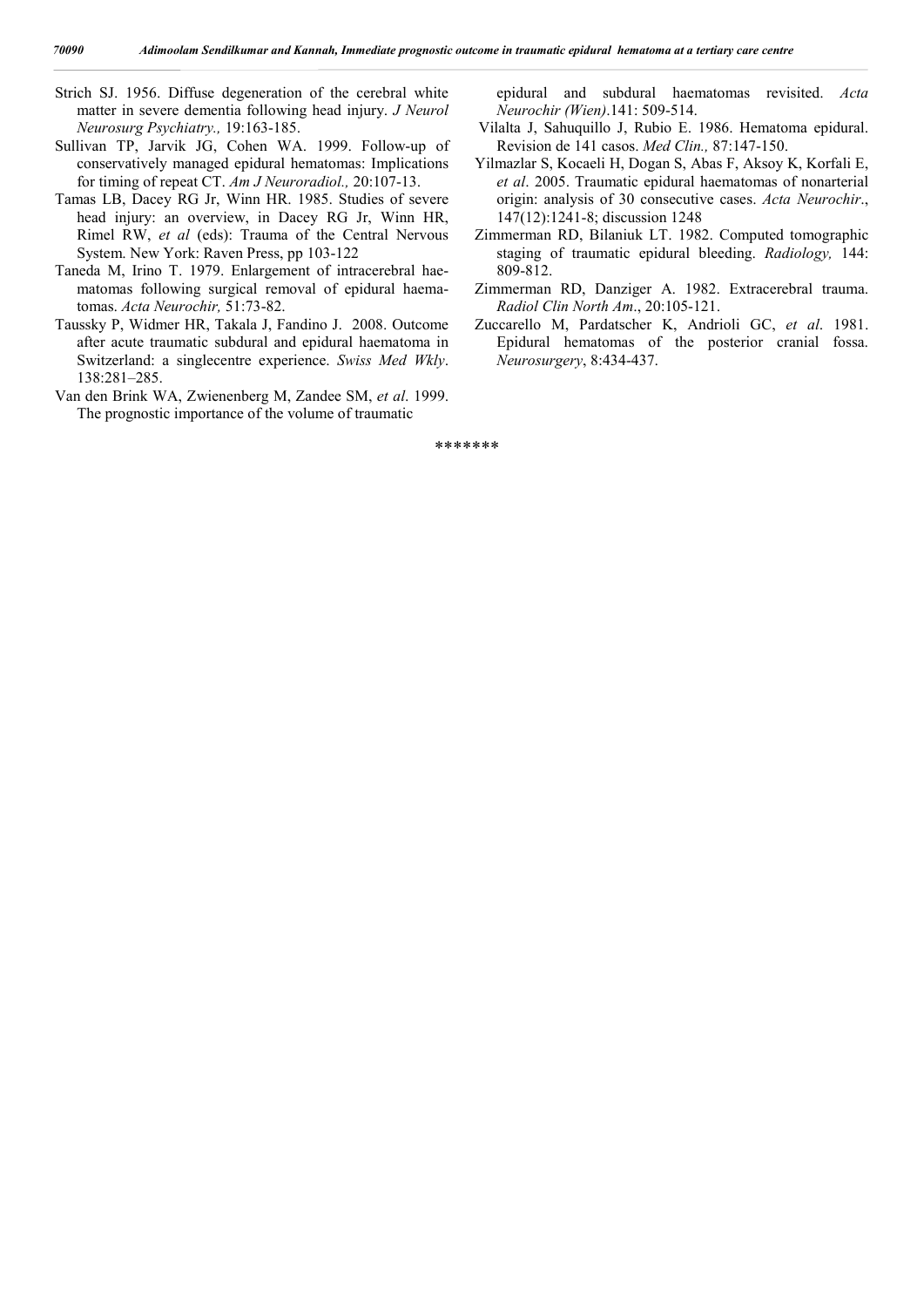Strich SJ. 1956. Diffuse degeneration of the cerebral white matter in severe dementia following head injury. *J Neurol Neurosurg Psychiatry.,* 19:163-185.

Sullivan TP, Jarvik JG, Cohen WA. 1999. Follow-up of conservatively managed epidural hematomas: Implications for timing of repeat CT. *Am J Neuroradiol.,* 20:107-13.

Tamas LB, Dacey RG Jr, Winn HR. 1985. Studies of severe head injury: an overview, in Dacey RG Jr, Winn HR, Rimel RW, *et al* (eds): Trauma of the Central Nervous System. New York: Raven Press, pp 103-122

Taneda M, Irino T. 1979. Enlargement of intracerebral haematomas following surgical removal of epidural haematomas. *Acta Neurochir,* 51:73-82.

Taussky P, Widmer HR, Takala J, Fandino J. 2008. Outcome after acute traumatic subdural and epidural haematoma in Switzerland: a singlecentre experience. *Swiss Med Wkly*. 138:281–285.

Van den Brink WA, Zwienenberg M, Zandee SM, *et al*. 1999. The prognostic importance of the volume of traumatic epidural and subdural haematomas revisited. *Acta Neurochir (Wien)*.141: 509-514.

Vilalta J, Sahuquillo J, Rubio E. 1986. Hematoma epidural. Revision de 141 casos. *Med Clin.,* 87:147-150.

Yilmazlar S, Kocaeli H, Dogan S, Abas F, Aksoy K, Korfali E, *et al*. 2005. Traumatic epidural haematomas of nonarterial origin: analysis of 30 consecutive cases. *Acta Neurochir*., 147(12):1241-8; discussion 1248

Zimmerman RD, Bilaniuk LT. 1982. Computed tomographic staging of traumatic epidural bleeding. *Radiology,* 144: 809-812.

Zimmerman RD, Danziger A. 1982. Extracerebral trauma. *Radiol Clin North Am*., 20:105-121.

Zuccarello M, Pardatscher K, Andrioli GC, *et al*. 1981. Epidural hematomas of the posterior cranial fossa. *Neurosurgery*, 8:434-437.

*******